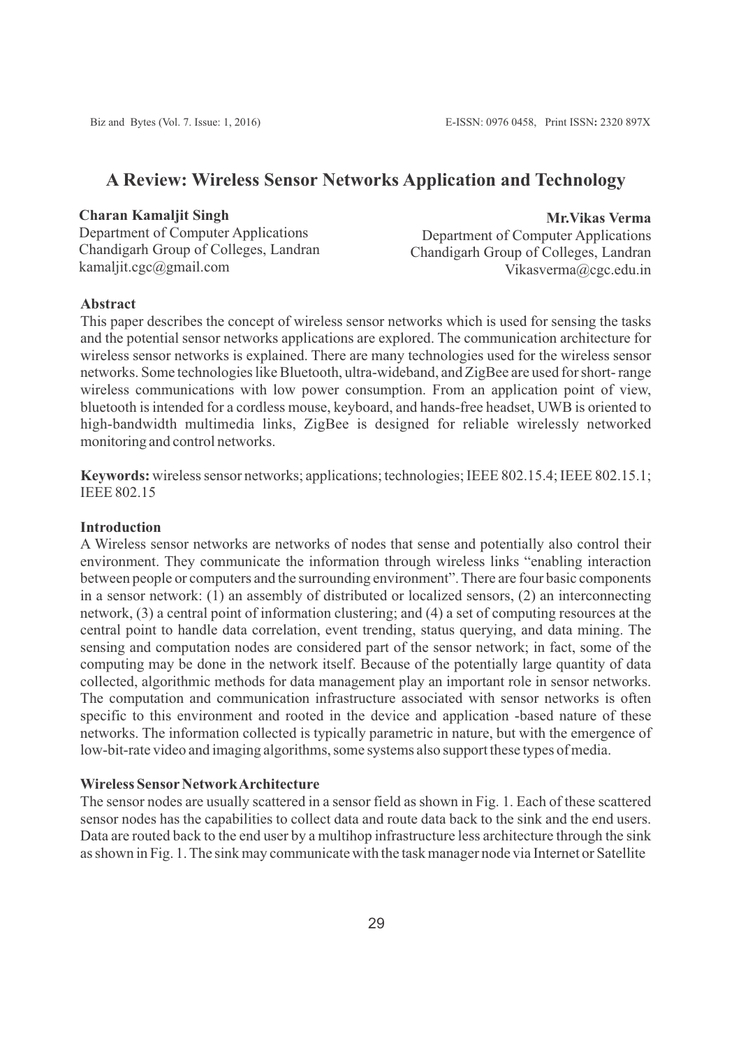# A Review: Wireless Sensor Networks Application and Technology

**Charan Kamaljit Singh**
Department of Computer Applications
Chandigarh Group of Colleges, Landran
kamaljit.cgc@gmail.com

**Mr.Vikas Verma**
Department of Computer Applications
Chandigarh Group of Colleges, Landran
Vikasverma@cgc.edu.in

### Abstract

This paper describes the concept of wireless sensor networks which is used for sensing the tasks and the potential sensor networks applications are explored. The communication architecture for wireless sensor networks is explained. There are many technologies used for the wireless sensor networks. Some technologies like Bluetooth, ultra-wideband, and ZigBee are used for short- range wireless communications with low power consumption. From an application point of view, bluetooth is intended for a cordless mouse, keyboard, and hands-free headset, UWB is oriented to high-bandwidth multimedia links, ZigBee is designed for reliable wirelessly networked monitoring and control networks.

**Keywords:** wireless sensor networks; applications; technologies; IEEE 802.15.4; IEEE 802.15.1; IEEE 802.15

### Introduction

A Wireless sensor networks are networks of nodes that sense and potentially also control their environment. They communicate the information through wireless links "enabling interaction between people or computers and the surrounding environment". There are four basic components in a sensor network: (1) an assembly of distributed or localized sensors, (2) an interconnecting network, (3) a central point of information clustering; and (4) a set of computing resources at the central point to handle data correlation, event trending, status querying, and data mining. The sensing and computation nodes are considered part of the sensor network; in fact, some of the computing may be done in the network itself. Because of the potentially large quantity of data collected, algorithmic methods for data management play an important role in sensor networks. The computation and communication infrastructure associated with sensor networks is often specific to this environment and rooted in the device and application -based nature of these networks. The information collected is typically parametric in nature, but with the emergence of low-bit-rate video and imaging algorithms, some systems also support these types of media.

### Wireless Sensor Network Architecture

The sensor nodes are usually scattered in a sensor field as shown in Fig. 1. Each of these scattered sensor nodes has the capabilities to collect data and route data back to the sink and the end users. Data are routed back to the end user by a multihop infrastructure less architecture through the sink as shown in Fig. 1. The sink may communicate with the task manager node via Internet or Satellite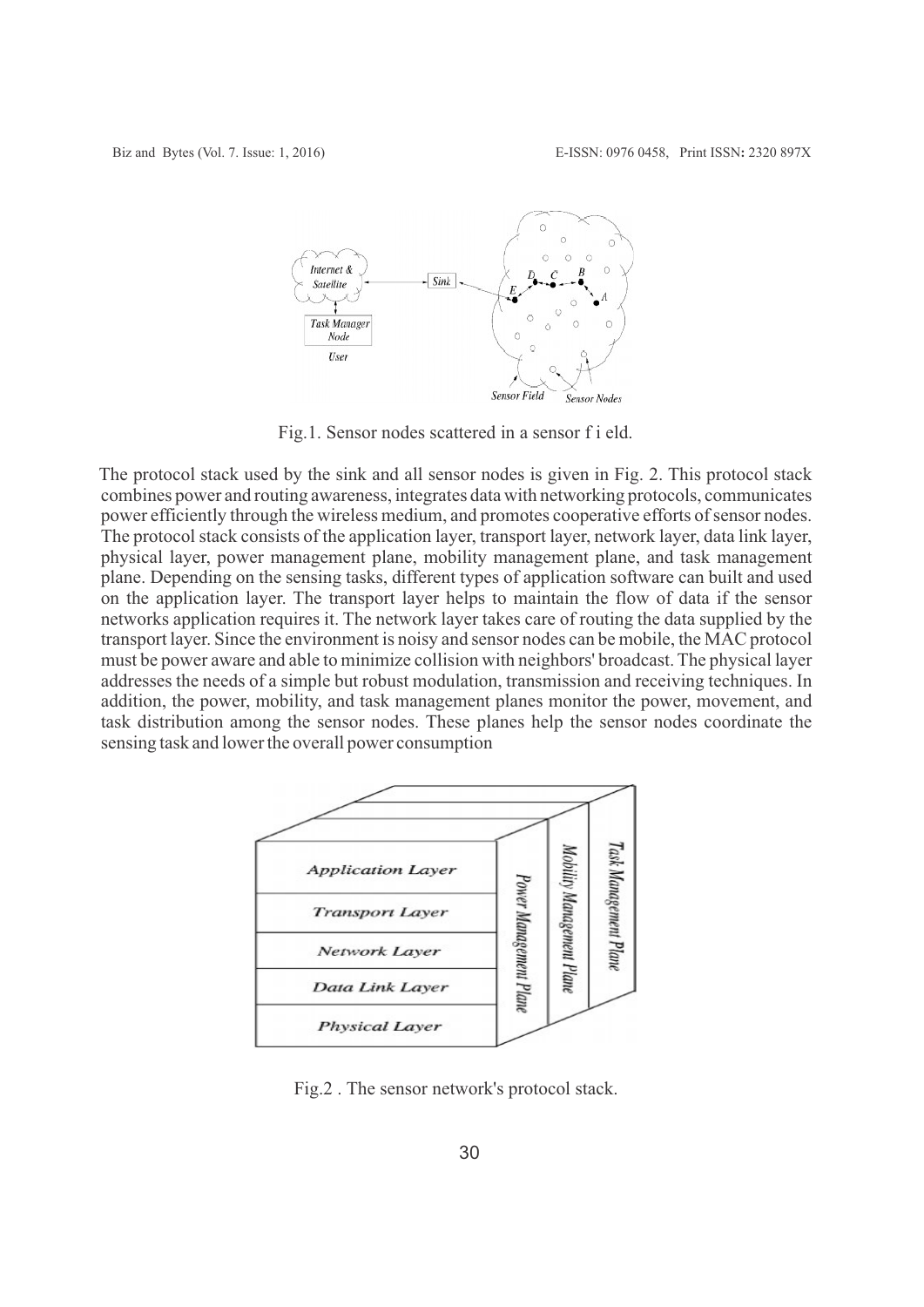Fig.1. Sensor nodes scattered in a sensor f i eld.

The protocol stack used by the sink and all sensor nodes is given in Fig. 2. This protocol stack combines power and routing awareness, integrates data with networking protocols, communicates power efficiently through the wireless medium, and promotes cooperative efforts of sensor nodes. The protocol stack consists of the application layer, transport layer, network layer, data link layer, physical layer, power management plane, mobility management plane, and task management plane. Depending on the sensing tasks, different types of application software can built and used on the application layer. The transport layer helps to maintain the flow of data if the sensor networks application requires it. The network layer takes care of routing the data supplied by the transport layer. Since the environment is noisy and sensor nodes can be mobile, the MAC protocol must be power aware and able to minimize collision with neighbors' broadcast. The physical layer addresses the needs of a simple but robust modulation, transmission and receiving techniques. In addition, the power, mobility, and task management planes monitor the power, movement, and task distribution among the sensor nodes. These planes help the sensor nodes coordinate the sensing task and lower the overall power consumption

Fig.2 . The sensor network's protocol stack.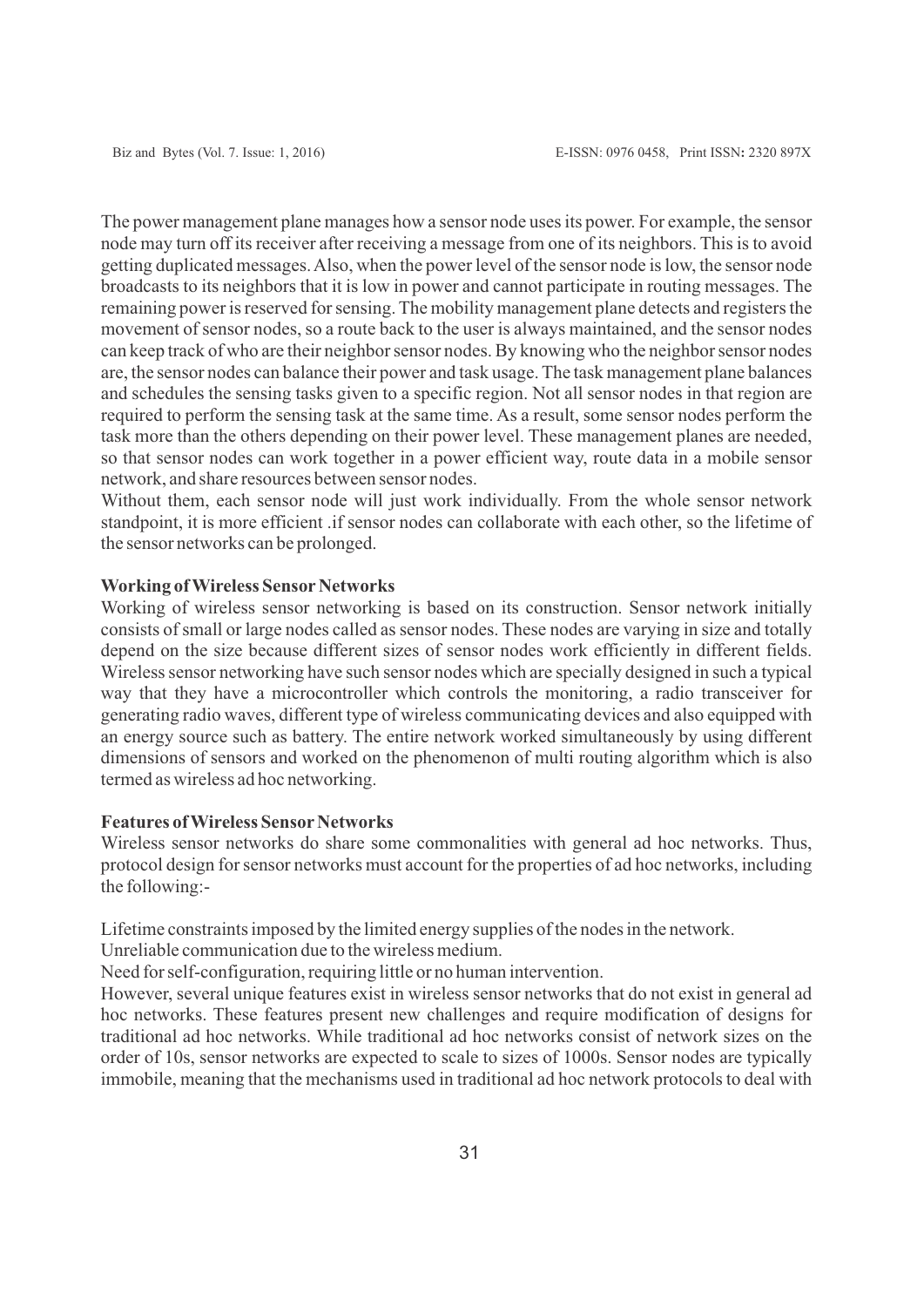The power management plane manages how a sensor node uses its power. For example, the sensor node may turn off its receiver after receiving a message from one of its neighbors. This is to avoid getting duplicated messages. Also, when the power level of the sensor node is low, the sensor node broadcasts to its neighbors that it is low in power and cannot participate in routing messages. The remaining power is reserved for sensing. The mobility management plane detects and registers the movement of sensor nodes, so a route back to the user is always maintained, and the sensor nodes can keep track of who are their neighbor sensor nodes. By knowing who the neighbor sensor nodes are, the sensor nodes can balance their power and task usage. The task management plane balances and schedules the sensing tasks given to a specific region. Not all sensor nodes in that region are required to perform the sensing task at the same time. As a result, some sensor nodes perform the task more than the others depending on their power level. These management planes are needed, so that sensor nodes can work together in a power efficient way, route data in a mobile sensor network, and share resources between sensor nodes.

Without them, each sensor node will just work individually. From the whole sensor network standpoint, it is more efficient .if sensor nodes can collaborate with each other, so the lifetime of the sensor networks can be prolonged.

**Working of Wireless Sensor Networks**

Working of wireless sensor networking is based on its construction. Sensor network initially consists of small or large nodes called as sensor nodes. These nodes are varying in size and totally depend on the size because different sizes of sensor nodes work efficiently in different fields. Wireless sensor networking have such sensor nodes which are specially designed in such a typical way that they have a microcontroller which controls the monitoring, a radio transceiver for generating radio waves, different type of wireless communicating devices and also equipped with an energy source such as battery. The entire network worked simultaneously by using different dimensions of sensors and worked on the phenomenon of multi routing algorithm which is also termed as wireless ad hoc networking.

**Features of Wireless Sensor Networks**

Wireless sensor networks do share some commonalities with general ad hoc networks. Thus, protocol design for sensor networks must account for the properties of ad hoc networks, including the following:-

Lifetime constraints imposed by the limited energy supplies of the nodes in the network.

Unreliable communication due to the wireless medium.

Need for self-configuration, requiring little or no human intervention.

However, several unique features exist in wireless sensor networks that do not exist in general ad hoc networks. These features present new challenges and require modification of designs for traditional ad hoc networks. While traditional ad hoc networks consist of network sizes on the order of 10s, sensor networks are expected to scale to sizes of 1000s. Sensor nodes are typically immobile, meaning that the mechanisms used in traditional ad hoc network protocols to deal with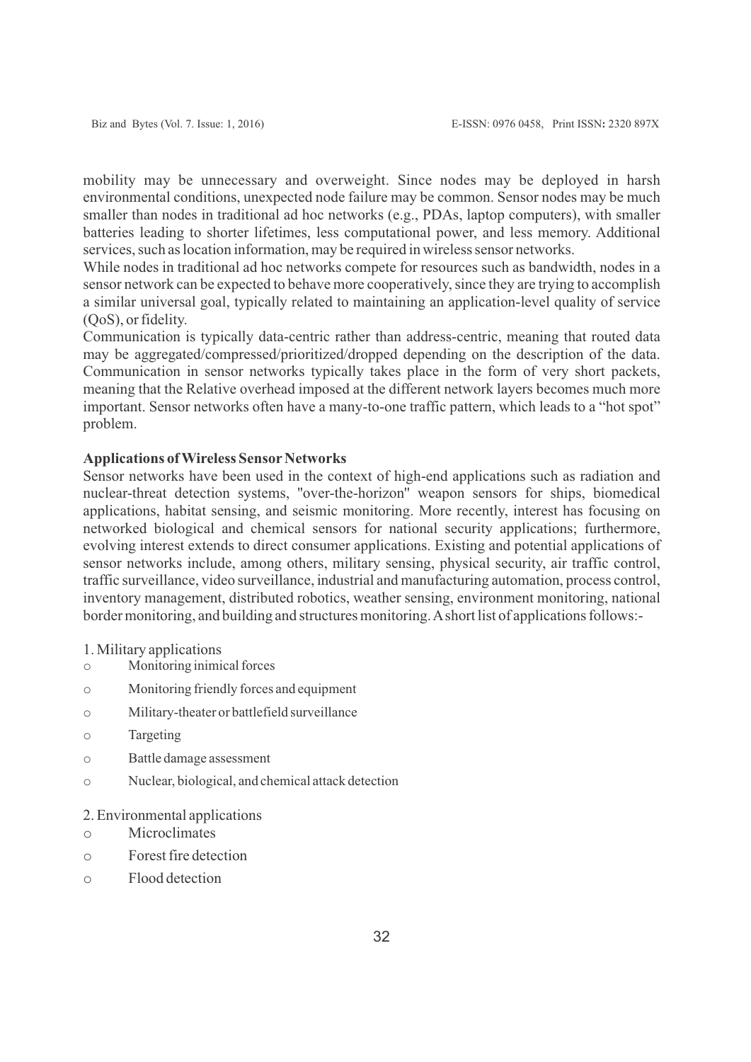mobility may be unnecessary and overweight. Since nodes may be deployed in harsh environmental conditions, unexpected node failure may be common. Sensor nodes may be much smaller than nodes in traditional ad hoc networks (e.g., PDAs, laptop computers), with smaller batteries leading to shorter lifetimes, less computational power, and less memory. Additional services, such as location information, may be required in wireless sensor networks.

While nodes in traditional ad hoc networks compete for resources such as bandwidth, nodes in a sensor network can be expected to behave more cooperatively, since they are trying to accomplish a similar universal goal, typically related to maintaining an application-level quality of service (QoS), or fidelity.

Communication is typically data-centric rather than address-centric, meaning that routed data may be aggregated/compressed/prioritized/dropped depending on the description of the data. Communication in sensor networks typically takes place in the form of very short packets, meaning that the Relative overhead imposed at the different network layers becomes much more important. Sensor networks often have a many-to-one traffic pattern, which leads to a "hot spot" problem.

**Applications of Wireless Sensor Networks**

Sensor networks have been used in the context of high-end applications such as radiation and nuclear-threat detection systems, "over-the-horizon" weapon sensors for ships, biomedical applications, habitat sensing, and seismic monitoring. More recently, interest has focusing on networked biological and chemical sensors for national security applications; furthermore, evolving interest extends to direct consumer applications. Existing and potential applications of sensor networks include, among others, military sensing, physical security, air traffic control, traffic surveillance, video surveillance, industrial and manufacturing automation, process control, inventory management, distributed robotics, weather sensing, environment monitoring, national border monitoring, and building and structures monitoring. A short list of applications follows:-

1. Military applications
   - Monitoring inimical forces
   - Monitoring friendly forces and equipment
   - Military-theater or battlefield surveillance
   - Targeting
   - Battle damage assessment
   - Nuclear, biological, and chemical attack detection

2. Environmental applications
   - Microclimates
   - Forest fire detection
   - Flood detection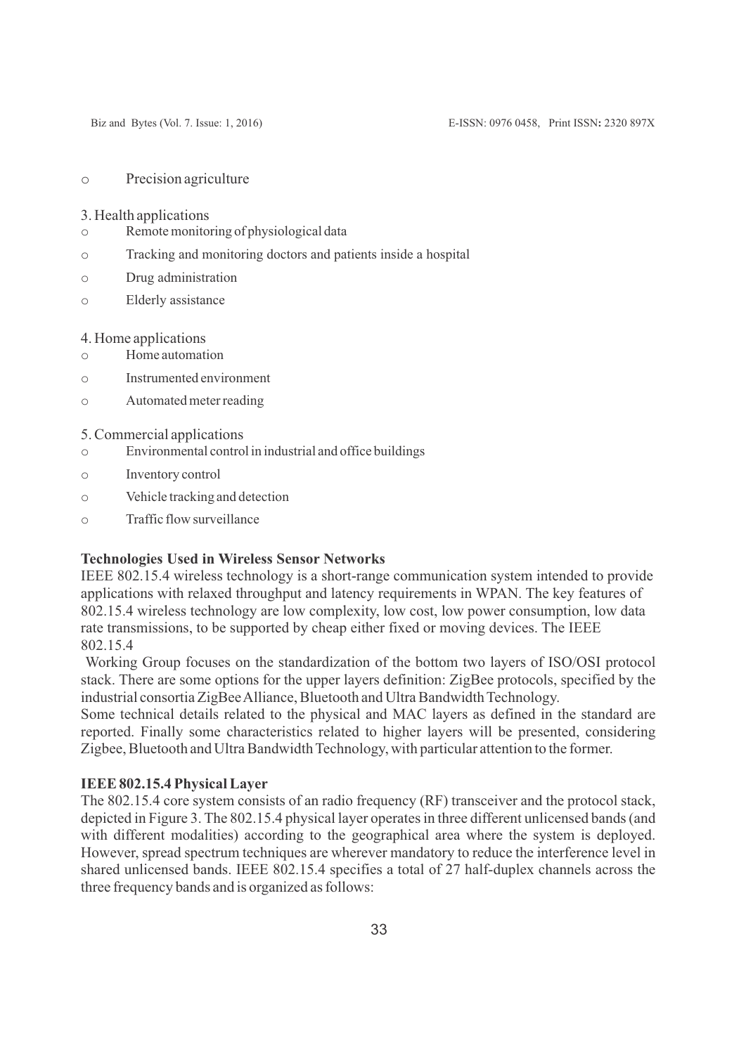- Precision agriculture

3. Health applications
   - Remote monitoring of physiological data
   - Tracking and monitoring doctors and patients inside a hospital
   - Drug administration
   - Elderly assistance

4. Home applications
   - Home automation
   - Instrumented environment
   - Automated meter reading

5. Commercial applications
   - Environmental control in industrial and office buildings
   - Inventory control
   - Vehicle tracking and detection
   - Traffic flow surveillance

**Technologies Used in Wireless Sensor Networks**

IEEE 802.15.4 wireless technology is a short-range communication system intended to provide applications with relaxed throughput and latency requirements in WPAN. The key features of 802.15.4 wireless technology are low complexity, low cost, low power consumption, low data rate transmissions, to be supported by cheap either fixed or moving devices. The IEEE 802.15.4

Working Group focuses on the standardization of the bottom two layers of ISO/OSI protocol stack. There are some options for the upper layers definition: ZigBee protocols, specified by the industrial consortia ZigBee Alliance, Bluetooth and Ultra Bandwidth Technology.

Some technical details related to the physical and MAC layers as defined in the standard are reported. Finally some characteristics related to higher layers will be presented, considering Zigbee, Bluetooth and Ultra Bandwidth Technology, with particular attention to the former.

**IEEE 802.15.4 Physical Layer**

The 802.15.4 core system consists of an radio frequency (RF) transceiver and the protocol stack, depicted in Figure 3. The 802.15.4 physical layer operates in three different unlicensed bands (and with different modalities) according to the geographical area where the system is deployed. However, spread spectrum techniques are wherever mandatory to reduce the interference level in shared unlicensed bands. IEEE 802.15.4 specifies a total of 27 half-duplex channels across the three frequency bands and is organized as follows: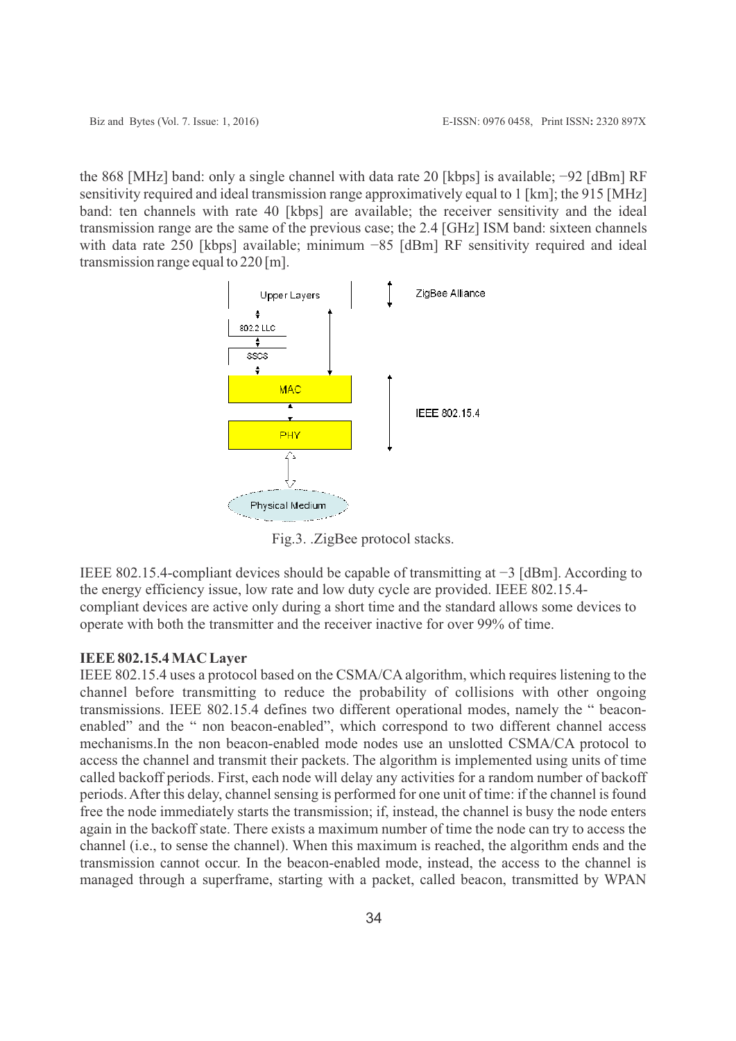the 868 [MHz] band: only a single channel with data rate 20 [kbps] is available; −92 [dBm] RF sensitivity required and ideal transmission range approximatively equal to 1 [km]; the 915 [MHz] band: ten channels with rate 40 [kbps] are available; the receiver sensitivity and the ideal transmission range are the same of the previous case; the 2.4 [GHz] ISM band: sixteen channels with data rate 250 [kbps] available; minimum −85 [dBm] RF sensitivity required and ideal transmission range equal to 220 [m].

Fig.3. .ZigBee protocol stacks.

IEEE 802.15.4-compliant devices should be capable of transmitting at −3 [dBm]. According to the energy efficiency issue, low rate and low duty cycle are provided. IEEE 802.15.4-compliant devices are active only during a short time and the standard allows some devices to operate with both the transmitter and the receiver inactive for over 99% of time.

**IEEE 802.15.4 MAC Layer**

IEEE 802.15.4 uses a protocol based on the CSMA/CA algorithm, which requires listening to the channel before transmitting to reduce the probability of collisions with other ongoing transmissions. IEEE 802.15.4 defines two different operational modes, namely the " beacon-enabled" and the " non beacon-enabled", which correspond to two different channel access mechanisms.In the non beacon-enabled mode nodes use an unslotted CSMA/CA protocol to access the channel and transmit their packets. The algorithm is implemented using units of time called backoff periods. First, each node will delay any activities for a random number of backoff periods. After this delay, channel sensing is performed for one unit of time: if the channel is found free the node immediately starts the transmission; if, instead, the channel is busy the node enters again in the backoff state. There exists a maximum number of time the node can try to access the channel (i.e., to sense the channel). When this maximum is reached, the algorithm ends and the transmission cannot occur. In the beacon-enabled mode, instead, the access to the channel is managed through a superframe, starting with a packet, called beacon, transmitted by WPAN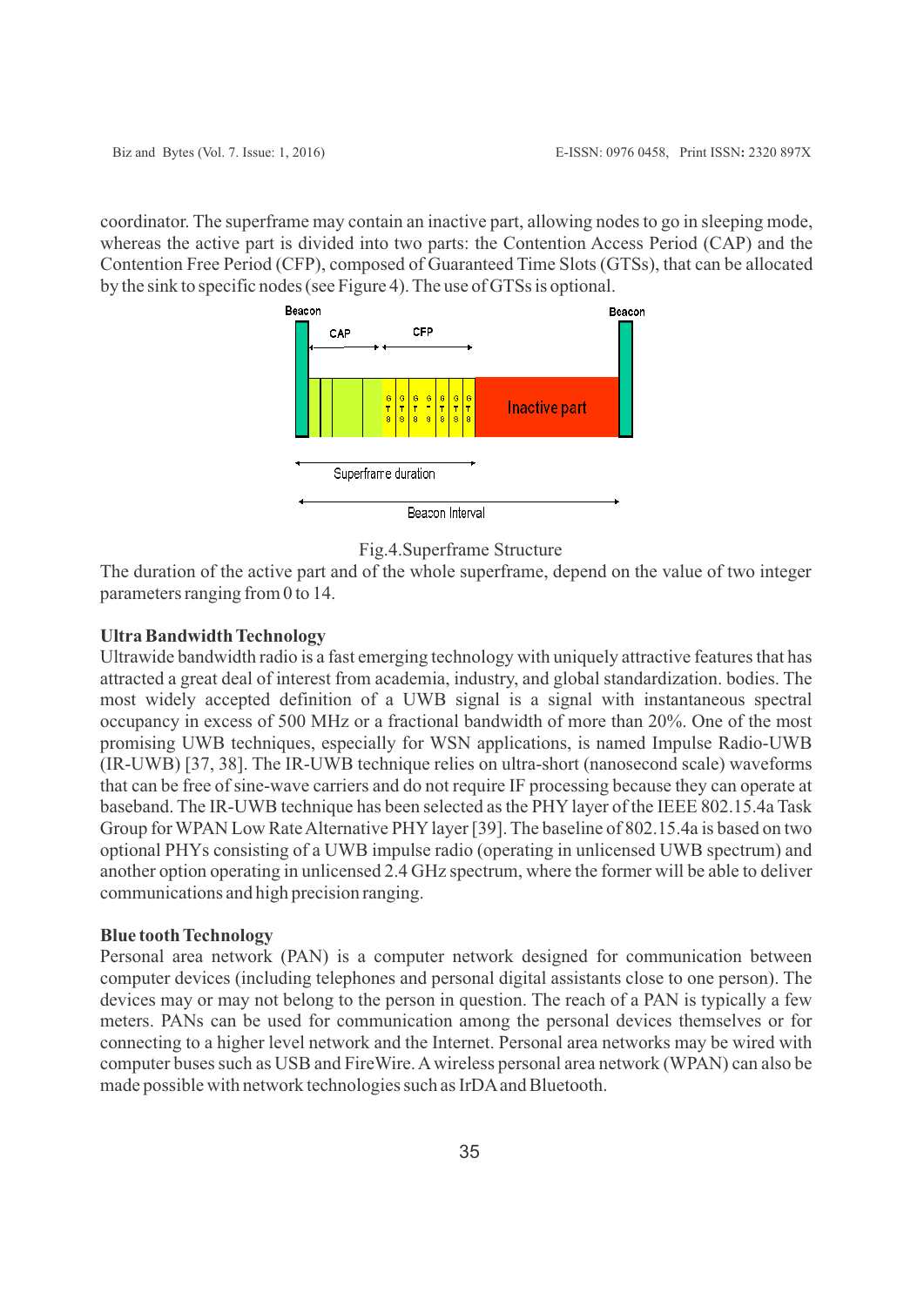coordinator. The superframe may contain an inactive part, allowing nodes to go in sleeping mode, whereas the active part is divided into two parts: the Contention Access Period (CAP) and the Contention Free Period (CFP), composed of Guaranteed Time Slots (GTSs), that can be allocated by the sink to specific nodes (see Figure 4). The use of GTSs is optional.

Fig.4.Superframe Structure

The duration of the active part and of the whole superframe, depend on the value of two integer parameters ranging from 0 to 14.

**Ultra Bandwidth Technology**

Ultrawide bandwidth radio is a fast emerging technology with uniquely attractive features that has attracted a great deal of interest from academia, industry, and global standardization. bodies. The most widely accepted definition of a UWB signal is a signal with instantaneous spectral occupancy in excess of 500 MHz or a fractional bandwidth of more than 20%. One of the most promising UWB techniques, especially for WSN applications, is named Impulse Radio-UWB (IR-UWB) [37, 38]. The IR-UWB technique relies on ultra-short (nanosecond scale) waveforms that can be free of sine-wave carriers and do not require IF processing because they can operate at baseband. The IR-UWB technique has been selected as the PHY layer of the IEEE 802.15.4a Task Group for WPAN Low Rate Alternative PHY layer [39]. The baseline of 802.15.4a is based on two optional PHYs consisting of a UWB impulse radio (operating in unlicensed UWB spectrum) and another option operating in unlicensed 2.4 GHz spectrum, where the former will be able to deliver communications and high precision ranging.

**Blue tooth Technology**

Personal area network (PAN) is a computer network designed for communication between computer devices (including telephones and personal digital assistants close to one person). The devices may or may not belong to the person in question. The reach of a PAN is typically a few meters. PANs can be used for communication among the personal devices themselves or for connecting to a higher level network and the Internet. Personal area networks may be wired with computer buses such as USB and FireWire. A wireless personal area network (WPAN) can also be made possible with network technologies such as IrDA and Bluetooth.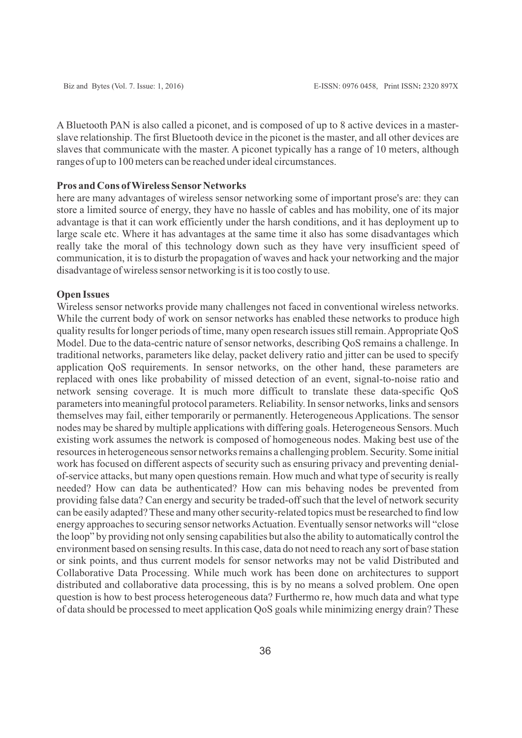A Bluetooth PAN is also called a piconet, and is composed of up to 8 active devices in a master-slave relationship. The first Bluetooth device in the piconet is the master, and all other devices are slaves that communicate with the master. A piconet typically has a range of 10 meters, although ranges of up to 100 meters can be reached under ideal circumstances.

**Pros and Cons of Wireless Sensor Networks**

here are many advantages of wireless sensor networking some of important prose's are: they can store a limited source of energy, they have no hassle of cables and has mobility, one of its major advantage is that it can work efficiently under the harsh conditions, and it has deployment up to large scale etc. Where it has advantages at the same time it also has some disadvantages which really take the moral of this technology down such as they have very insufficient speed of communication, it is to disturb the propagation of waves and hack your networking and the major disadvantage of wireless sensor networking is it is too costly to use.

**Open Issues**

Wireless sensor networks provide many challenges not faced in conventional wireless networks. While the current body of work on sensor networks has enabled these networks to produce high quality results for longer periods of time, many open research issues still remain. Appropriate QoS Model. Due to the data-centric nature of sensor networks, describing QoS remains a challenge. In traditional networks, parameters like delay, packet delivery ratio and jitter can be used to specify application QoS requirements. In sensor networks, on the other hand, these parameters are replaced with ones like probability of missed detection of an event, signal-to-noise ratio and network sensing coverage. It is much more difficult to translate these data-specific QoS parameters into meaningful protocol parameters. Reliability. In sensor networks, links and sensors themselves may fail, either temporarily or permanently. Heterogeneous Applications. The sensor nodes may be shared by multiple applications with differing goals. Heterogeneous Sensors. Much existing work assumes the network is composed of homogeneous nodes. Making best use of the resources in heterogeneous sensor networks remains a challenging problem. Security. Some initial work has focused on different aspects of security such as ensuring privacy and preventing denial-of-service attacks, but many open questions remain. How much and what type of security is really needed? How can data be authenticated? How can mis behaving nodes be prevented from providing false data? Can energy and security be traded-off such that the level of network security can be easily adapted? These and many other security-related topics must be researched to find low energy approaches to securing sensor networks Actuation. Eventually sensor networks will "close the loop" by providing not only sensing capabilities but also the ability to automatically control the environment based on sensing results. In this case, data do not need to reach any sort of base station or sink points, and thus current models for sensor networks may not be valid Distributed and Collaborative Data Processing. While much work has been done on architectures to support distributed and collaborative data processing, this is by no means a solved problem. One open question is how to best process heterogeneous data? Furthermo re, how much data and what type of data should be processed to meet application QoS goals while minimizing energy drain? These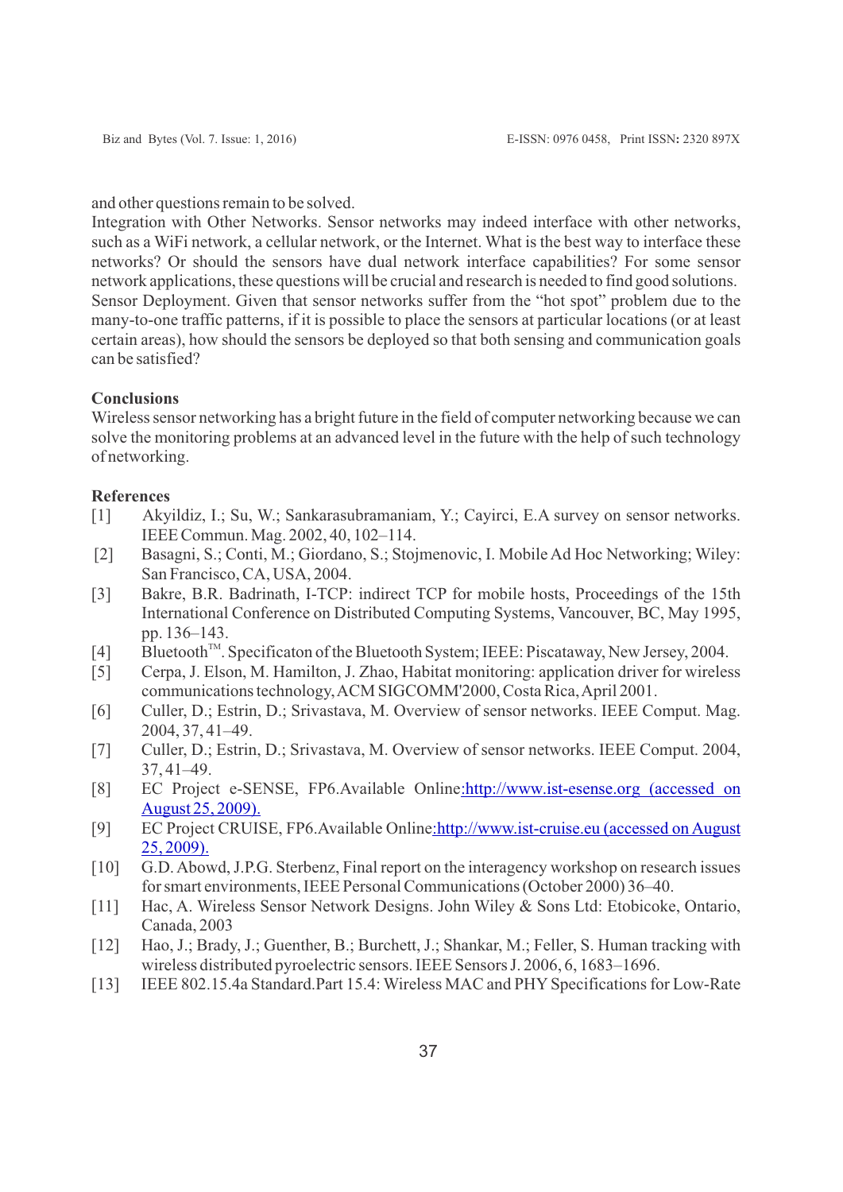and other questions remain to be solved.

Integration with Other Networks. Sensor networks may indeed interface with other networks, such as a WiFi network, a cellular network, or the Internet. What is the best way to interface these networks? Or should the sensors have dual network interface capabilities? For some sensor network applications, these questions will be crucial and research is needed to find good solutions.

Sensor Deployment. Given that sensor networks suffer from the "hot spot" problem due to the many-to-one traffic patterns, if it is possible to place the sensors at particular locations (or at least certain areas), how should the sensors be deployed so that both sensing and communication goals can be satisfied?

**Conclusions**

Wireless sensor networking has a bright future in the field of computer networking because we can solve the monitoring problems at an advanced level in the future with the help of such technology of networking.

**References**

[1] Akyildiz, I.; Su, W.; Sankarasubramaniam, Y.; Cayirci, E.A survey on sensor networks. IEEE Commun. Mag. 2002, 40, 102–114.

[2] Basagni, S.; Conti, M.; Giordano, S.; Stojmenovic, I. Mobile Ad Hoc Networking; Wiley: San Francisco, CA, USA, 2004.

[3] Bakre, B.R. Badrinath, I-TCP: indirect TCP for mobile hosts, Proceedings of the 15th International Conference on Distributed Computing Systems, Vancouver, BC, May 1995, pp. 136–143.

[4] Bluetooth™. Specificaton of the Bluetooth System; IEEE: Piscataway, New Jersey, 2004.

[5] Cerpa, J. Elson, M. Hamilton, J. Zhao, Habitat monitoring: application driver for wireless communications technology, ACM SIGCOMM'2000, Costa Rica, April 2001.

[6] Culler, D.; Estrin, D.; Srivastava, M. Overview of sensor networks. IEEE Comput. Mag. 2004, 37, 41–49.

[7] Culler, D.; Estrin, D.; Srivastava, M. Overview of sensor networks. IEEE Comput. 2004, 37, 41–49.

[8] EC Project e-SENSE, FP6.Available Online:http://www.ist-esense.org (accessed on August 25, 2009).

[9] EC Project CRUISE, FP6.Available Online:http://www.ist-cruise.eu (accessed on August 25, 2009).

[10] G.D. Abowd, J.P.G. Sterbenz, Final report on the interagency workshop on research issues for smart environments, IEEE Personal Communications (October 2000) 36–40.

[11] Hac, A. Wireless Sensor Network Designs. John Wiley & Sons Ltd: Etobicoke, Ontario, Canada, 2003

[12] Hao, J.; Brady, J.; Guenther, B.; Burchett, J.; Shankar, M.; Feller, S. Human tracking with wireless distributed pyroelectric sensors. IEEE Sensors J. 2006, 6, 1683–1696.

[13] IEEE 802.15.4a Standard.Part 15.4: Wireless MAC and PHY Specifications for Low-Rate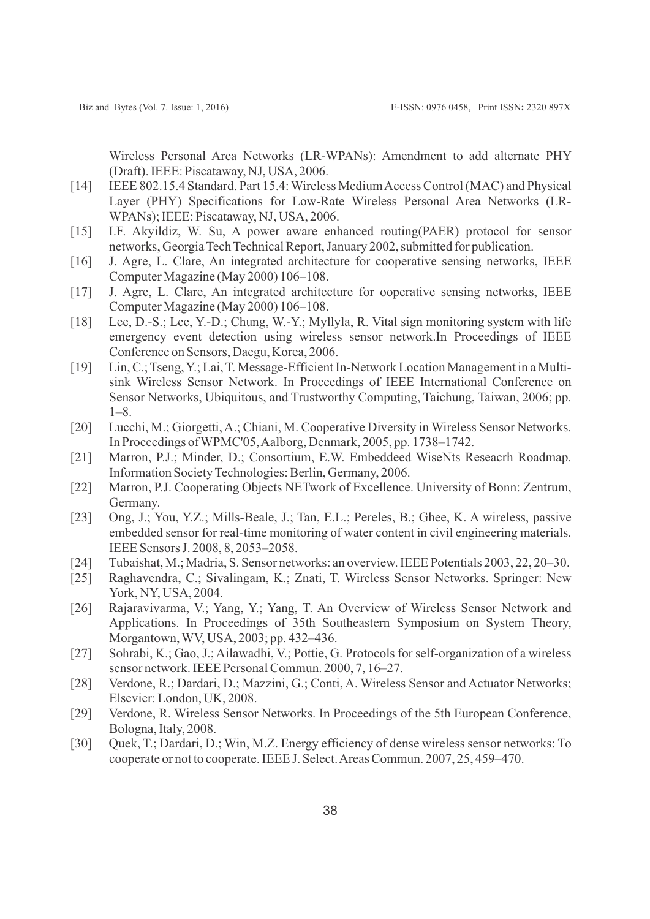Wireless Personal Area Networks (LR-WPANs): Amendment to add alternate PHY (Draft). IEEE: Piscataway, NJ, USA, 2006.

[14] IEEE 802.15.4 Standard. Part 15.4: Wireless Medium Access Control (MAC) and Physical Layer (PHY) Specifications for Low-Rate Wireless Personal Area Networks (LR-WPANs); IEEE: Piscataway, NJ, USA, 2006.

[15] I.F. Akyildiz, W. Su, A power aware enhanced routing(PAER) protocol for sensor networks, Georgia Tech Technical Report, January 2002, submitted for publication.

[16] J. Agre, L. Clare, An integrated architecture for cooperative sensing networks, IEEE Computer Magazine (May 2000) 106–108.

[17] J. Agre, L. Clare, An integrated architecture for ooperative sensing networks, IEEE Computer Magazine (May 2000) 106–108.

[18] Lee, D.-S.; Lee, Y.-D.; Chung, W.-Y.; Myllyla, R. Vital sign monitoring system with life emergency event detection using wireless sensor network.In Proceedings of IEEE Conference on Sensors, Daegu, Korea, 2006.

[19] Lin, C.; Tseng, Y.; Lai, T. Message-Efficient In-Network Location Management in a Multi-sink Wireless Sensor Network. In Proceedings of IEEE International Conference on Sensor Networks, Ubiquitous, and Trustworthy Computing, Taichung, Taiwan, 2006; pp. 1–8.

[20] Lucchi, M.; Giorgetti, A.; Chiani, M. Cooperative Diversity in Wireless Sensor Networks. In Proceedings of WPMC'05, Aalborg, Denmark, 2005, pp. 1738–1742.

[21] Marron, P.J.; Minder, D.; Consortium, E.W. Embeddeed WiseNts Reseacrh Roadmap. Information Society Technologies: Berlin, Germany, 2006.

[22] Marron, P.J. Cooperating Objects NETwork of Excellence. University of Bonn: Zentrum, Germany.

[23] Ong, J.; You, Y.Z.; Mills-Beale, J.; Tan, E.L.; Pereles, B.; Ghee, K. A wireless, passive embedded sensor for real-time monitoring of water content in civil engineering materials. IEEE Sensors J. 2008, 8, 2053–2058.

[24] Tubaishat, M.; Madria, S. Sensor networks: an overview. IEEE Potentials 2003, 22, 20–30.

[25] Raghavendra, C.; Sivalingam, K.; Znati, T. Wireless Sensor Networks. Springer: New York, NY, USA, 2004.

[26] Rajaravivarma, V.; Yang, Y.; Yang, T. An Overview of Wireless Sensor Network and Applications. In Proceedings of 35th Southeastern Symposium on System Theory, Morgantown, WV, USA, 2003; pp. 432–436.

[27] Sohrabi, K.; Gao, J.; Ailawadhi, V.; Pottie, G. Protocols for self-organization of a wireless sensor network. IEEE Personal Commun. 2000, 7, 16–27.

[28] Verdone, R.; Dardari, D.; Mazzini, G.; Conti, A. Wireless Sensor and Actuator Networks; Elsevier: London, UK, 2008.

[29] Verdone, R. Wireless Sensor Networks. In Proceedings of the 5th European Conference, Bologna, Italy, 2008.

[30] Quek, T.; Dardari, D.; Win, M.Z. Energy efficiency of dense wireless sensor networks: To cooperate or not to cooperate. IEEE J. Select. Areas Commun. 2007, 25, 459–470.